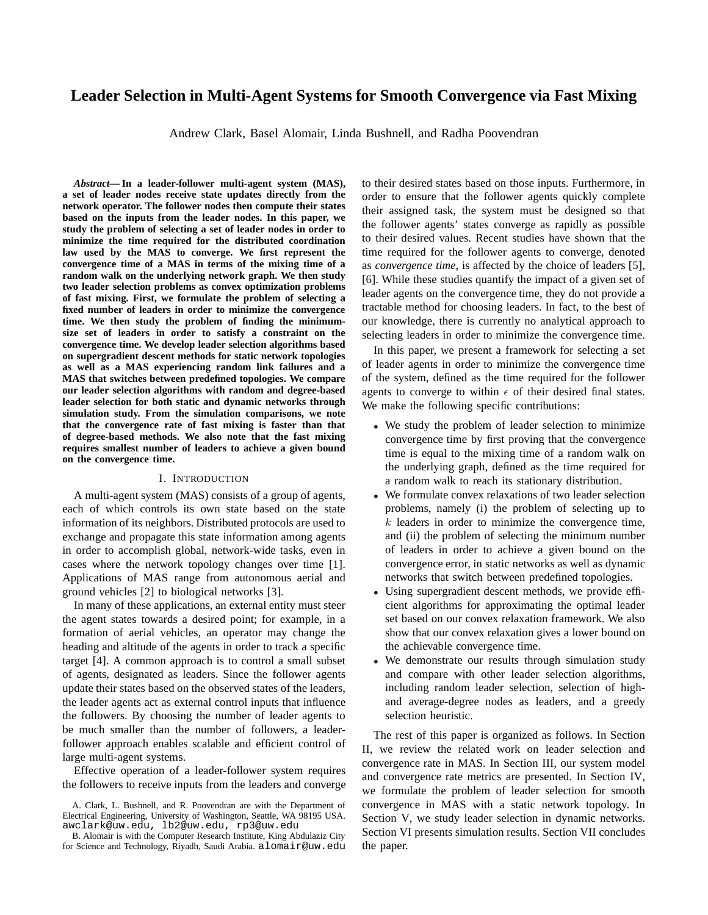# Leader Selection in Multi-Agent Systems for Smooth Convergence via Fast Mixing

Andrew Clark, Basel Alomair, Linda Bushnell, and Radha Poovendran

***Abstract*— In a leader-follower multi-agent system (MAS), a set of leader nodes receive state updates directly from the network operator. The follower nodes then compute their states based on the inputs from the leader nodes. In this paper, we study the problem of selecting a set of leader nodes in order to minimize the time required for the distributed coordination law used by the MAS to converge. We first represent the convergence time of a MAS in terms of the mixing time of a random walk on the underlying network graph. We then study two leader selection problems as convex optimization problems of fast mixing. First, we formulate the problem of selecting a fixed number of leaders in order to minimize the convergence time. We then study the problem of finding the minimum-size set of leaders in order to satisfy a constraint on the convergence time. We develop leader selection algorithms based on supergradient descent methods for static network topologies as well as a MAS experiencing random link failures and a MAS that switches between predefined topologies. We compare our leader selection algorithms with random and degree-based leader selection for both static and dynamic networks through simulation study. From the simulation comparisons, we note that the convergence rate of fast mixing is faster than that of degree-based methods. We also note that the fast mixing requires smallest number of leaders to achieve a given bound on the convergence time.**

## I. INTRODUCTION

A multi-agent system (MAS) consists of a group of agents, each of which controls its own state based on the state information of its neighbors. Distributed protocols are used to exchange and propagate this state information among agents in order to accomplish global, network-wide tasks, even in cases where the network topology changes over time [1]. Applications of MAS range from autonomous aerial and ground vehicles [2] to biological networks [3].

In many of these applications, an external entity must steer the agent states towards a desired point; for example, in a formation of aerial vehicles, an operator may change the heading and altitude of the agents in order to track a specific target [4]. A common approach is to control a small subset of agents, designated as leaders. Since the follower agents update their states based on the observed states of the leaders, the leader agents act as external control inputs that influence the followers. By choosing the number of leader agents to be much smaller than the number of followers, a leader-follower approach enables scalable and efficient control of large multi-agent systems.

Effective operation of a leader-follower system requires the followers to receive inputs from the leaders and converge to their desired states based on those inputs. Furthermore, in order to ensure that the follower agents quickly complete their assigned task, the system must be designed so that the follower agents' states converge as rapidly as possible to their desired values. Recent studies have shown that the time required for the follower agents to converge, denoted as *convergence time*, is affected by the choice of leaders [5], [6]. While these studies quantify the impact of a given set of leader agents on the convergence time, they do not provide a tractable method for choosing leaders. In fact, to the best of our knowledge, there is currently no analytical approach to selecting leaders in order to minimize the convergence time.

In this paper, we present a framework for selecting a set of leader agents in order to minimize the convergence time of the system, defined as the time required for the follower agents to converge to within $\epsilon$ of their desired final states. We make the following specific contributions:

- We study the problem of leader selection to minimize convergence time by first proving that the convergence time is equal to the mixing time of a random walk on the underlying graph, defined as the time required for a random walk to reach its stationary distribution.
- We formulate convex relaxations of two leader selection problems, namely (i) the problem of selecting up to $k$ leaders in order to minimize the convergence time, and (ii) the problem of selecting the minimum number of leaders in order to achieve a given bound on the convergence error, in static networks as well as dynamic networks that switch between predefined topologies.
- Using supergradient descent methods, we provide efficient algorithms for approximating the optimal leader set based on our convex relaxation framework. We also show that our convex relaxation gives a lower bound on the achievable convergence time.
- We demonstrate our results through simulation study and compare with other leader selection algorithms, including random leader selection, selection of high- and average-degree nodes as leaders, and a greedy selection heuristic.

The rest of this paper is organized as follows. In Section II, we review the related work on leader selection and convergence rate in MAS. In Section III, our system model and convergence rate metrics are presented. In Section IV, we formulate the problem of leader selection for smooth convergence in MAS with a static network topology. In Section V, we study leader selection in dynamic networks. Section VI presents simulation results. Section VII concludes the paper.

A. Clark, L. Bushnell, and R. Poovendran are with the Department of Electrical Engineering, University of Washington, Seattle, WA 98195 USA. awclark@uw.edu, lb2@uw.edu, rp3@uw.edu

B. Alomair is with the Computer Research Institute, King Abdulaziz City for Science and Technology, Riyadh, Saudi Arabia. alomair@uw.edu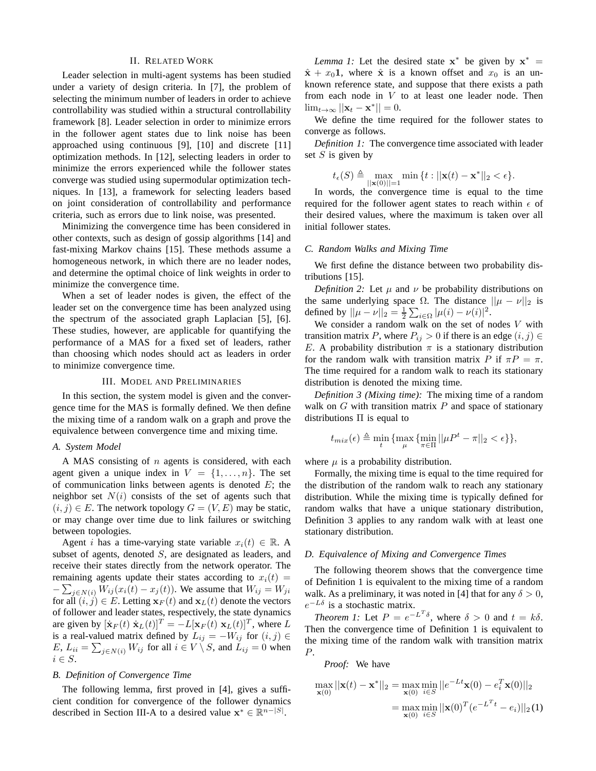## II. Related Work

Leader selection in multi-agent systems has been studied under a variety of design criteria. In [7], the problem of selecting the minimum number of leaders in order to achieve controllability was studied within a structural controllability framework [8]. Leader selection in order to minimize errors in the follower agent states due to link noise has been approached using continuous [9], [10] and discrete [11] optimization methods. In [12], selecting leaders in order to minimize the errors experienced while the follower states converge was studied using supermodular optimization techniques. In [13], a framework for selecting leaders based on joint consideration of controllability and performance criteria, such as errors due to link noise, was presented.

Minimizing the convergence time has been considered in other contexts, such as design of gossip algorithms [14] and fast-mixing Markov chains [15]. These methods assume a homogeneous network, in which there are no leader nodes, and determine the optimal choice of link weights in order to minimize the convergence time.

When a set of leader nodes is given, the effect of the leader set on the convergence time has been analyzed using the spectrum of the associated graph Laplacian [5], [6]. These studies, however, are applicable for quantifying the performance of a MAS for a fixed set of leaders, rather than choosing which nodes should act as leaders in order to minimize convergence time.

## III. Model and Preliminaries

In this section, the system model is given and the convergence time for the MAS is formally defined. We then define the mixing time of a random walk on a graph and prove the equivalence between convergence time and mixing time.

### A. System Model

A MAS consisting of $n$ agents is considered, with each agent given a unique index in $V = \{1, \ldots, n\}$. The set of communication links between agents is denoted $E$; the neighbor set $N(i)$ consists of the set of agents such that $(i,j) \in E$. The network topology $G = (V, E)$ may be static, or may change over time due to link failures or switching between topologies.

Agent $i$ has a time-varying state variable $x_i(t) \in \mathbb{R}$. A subset of agents, denoted $S$, are designated as leaders, and receive their states directly from the network operator. The remaining agents update their states according to $x_i(t) = -\sum_{j \in N(i)} W_{ij}(x_i(t) - x_j(t))$. We assume that $W_{ij} = W_{ji}$ for all $(i,j) \in E$. Letting $\mathbf{x}_F(t)$ and $\mathbf{x}_L(t)$ denote the vectors of follower and leader states, respectively, the state dynamics are given by $[\dot{\mathbf{x}}_F(t)\ \dot{\mathbf{x}}_L(t)]^T = -L[\mathbf{x}_F(t)\ \mathbf{x}_L(t)]^T$, where $L$ is a real-valued matrix defined by $L_{ij} = -W_{ij}$ for $(i,j) \in E$, $L_{ii} = \sum_{j \in N(i)} W_{ij}$ for all $i \in V \setminus S$, and $L_{ij} = 0$ when $i \in S$.

### B. Definition of Convergence Time

The following lemma, first proved in [4], gives a sufficient condition for convergence of the follower dynamics described in Section III-A to a desired value $\mathbf{x}^* \in \mathbb{R}^{n-|S|}$.

*Lemma 1:* Let the desired state $\mathbf{x}^*$ be given by $\mathbf{x}^* = \hat{\mathbf{x}} + x_0\mathbf{1}$, where $\hat{\mathbf{x}}$ is a known offset and $x_0$ is an unknown reference state, and suppose that there exists a path from each node in $V$ to at least one leader node. Then $\lim_{t\rightarrow\infty} ||\mathbf{x}_t - \mathbf{x}^*|| = 0$.

We define the time required for the follower states to converge as follows.

*Definition 1:* The convergence time associated with leader set $S$ is given by

$$t_\epsilon(S) \triangleq \max_{||\mathbf{x}(0)||=1} \min\{t : ||\mathbf{x}(t) - \mathbf{x}^*||_2 < \epsilon\}.$$

In words, the convergence time is equal to the time required for the follower agent states to reach within $\epsilon$ of their desired values, where the maximum is taken over all initial follower states.

### C. Random Walks and Mixing Time

We first define the distance between two probability distributions [15].

*Definition 2:* Let $\mu$ and $\nu$ be probability distributions on the same underlying space $\Omega$. The distance $||\mu - \nu||_2$ is defined by $||\mu - \nu||_2 = \frac{1}{2}\sum_{i \in \Omega} |\mu(i) - \nu(i)|^2$.

We consider a random walk on the set of nodes $V$ with transition matrix $P$, where $P_{ij} > 0$ if there is an edge $(i,j) \in E$. A probability distribution $\pi$ is a stationary distribution for the random walk with transition matrix $P$ if $\pi P = \pi$. The time required for a random walk to reach its stationary distribution is denoted the mixing time.

*Definition 3 (Mixing time):* The mixing time of a random walk on $G$ with transition matrix $P$ and space of stationary distributions $\Pi$ is equal to

$$t_{mix}(\epsilon) \triangleq \min_t\{\max_\mu\{\min_{\pi \in \Pi} ||\mu P^t - \pi||_2 < \epsilon\}\},$$

where $\mu$ is a probability distribution.

Formally, the mixing time is equal to the time required for the distribution of the random walk to reach any stationary distribution. While the mixing time is typically defined for random walks that have a unique stationary distribution, Definition 3 applies to any random walk with at least one stationary distribution.

### D. Equivalence of Mixing and Convergence Times

The following theorem shows that the convergence time of Definition 1 is equivalent to the mixing time of a random walk. As a preliminary, it was noted in [4] that for any $\delta > 0$, $e^{-L\delta}$ is a stochastic matrix.

*Theorem 1:* Let $P = e^{-L^T\delta}$, where $\delta > 0$ and $t = k\delta$. Then the convergence time of Definition 1 is equivalent to the mixing time of the random walk with transition matrix $P$.

*Proof:* We have

$$\begin{aligned}\max_{\mathbf{x}(0)} ||\mathbf{x}(t) - \mathbf{x}^*||_2 &= \max_{\mathbf{x}(0)} \min_{i \in S} ||e^{-Lt}\mathbf{x}(0) - e_i^T\mathbf{x}(0)||_2 \\ &= \max_{\mathbf{x}(0)} \min_{i \in S} ||\mathbf{x}(0)^T(e^{-L^T t} - e_i)||_2 \quad (1)\end{aligned}$$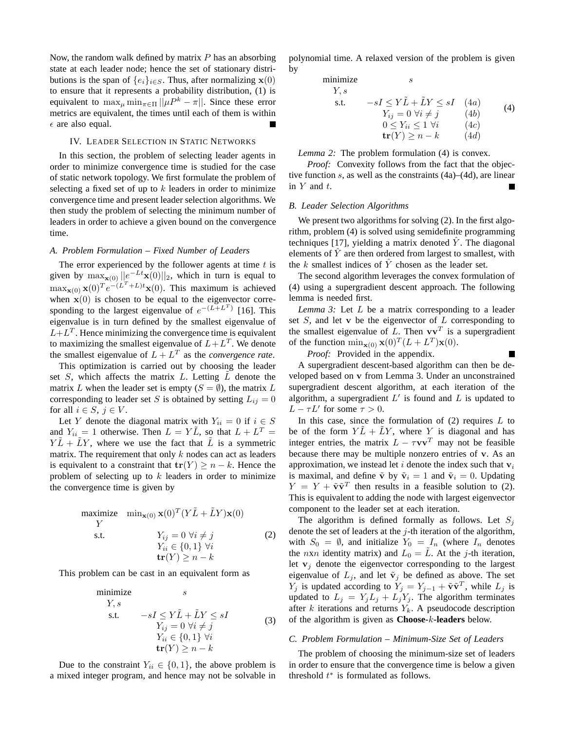Now, the random walk defined by matrix $P$ has an absorbing state at each leader node; hence the set of stationary distributions is the span of $\{e_i\}_{i \in S}$. Thus, after normalizing $\mathbf{x}(0)$ to ensure that it represents a probability distribution, (1) is equivalent to $\max_{\mu} \min_{\pi \in \Pi} ||\mu P^k - \pi||$. Since these error metrics are equivalent, the times until each of them is within $\epsilon$ are also equal. ■

## IV. Leader Selection in Static Networks

In this section, the problem of selecting leader agents in order to minimize convergence time is studied for the case of static network topology. We first formulate the problem of selecting a fixed set of up to $k$ leaders in order to minimize convergence time and present leader selection algorithms. We then study the problem of selecting the minimum number of leaders in order to achieve a given bound on the convergence time.

### A. Problem Formulation – Fixed Number of Leaders

The error experienced by the follower agents at time $t$ is given by $\max_{\mathbf{x}(0)} ||e^{-Lt}\mathbf{x}(0)||_2$, which in turn is equal to $\max_{\mathbf{x}(0)} \mathbf{x}(0)^T e^{-(L^T+L)t}\mathbf{x}(0)$. This maximum is achieved when $\mathbf{x}(0)$ is chosen to be equal to the eigenvector corresponding to the largest eigenvalue of $e^{-(L+L^T)}$ [16]. This eigenvalue is in turn defined by the smallest eigenvalue of $L+L^T$. Hence minimizing the convergence time is equivalent to maximizing the smallest eigenvalue of $L+L^T$. We denote the smallest eigenvalue of $L+L^T$ as the *convergence rate*.

This optimization is carried out by choosing the leader set $S$, which affects the matrix $L$. Letting $\tilde{L}$ denote the matrix $L$ when the leader set is empty ($S = \emptyset$), the matrix $L$ corresponding to leader set $S$ is obtained by setting $L_{ij} = 0$ for all $i \in S$, $j \in V$.

Let $Y$ denote the diagonal matrix with $Y_{ii} = 0$ if $i \in S$ and $Y_{ii} = 1$ otherwise. Then $L = Y\tilde{L}$, so that $L + L^T = Y\tilde{L} + \tilde{L}Y$, where we use the fact that $\tilde{L}$ is a symmetric matrix. The requirement that only $k$ nodes can act as leaders is equivalent to a constraint that $\mathbf{tr}(Y) \geq n-k$. Hence the problem of selecting up to $k$ leaders in order to minimize the convergence time is given by

$$
\begin{array}{ll}
\underset{Y}{\text{maximize}} & \min_{\mathbf{x}(0)} \mathbf{x}(0)^T(Y\tilde{L} + \tilde{L}Y)\mathbf{x}(0) \\
\text{s.t.} & Y_{ij} = 0 \ \forall i \neq j \\
 & Y_{ii} \in \{0,1\} \ \forall i \\
 & \mathbf{tr}(Y) \geq n-k
\end{array}
\tag{2}
$$

This problem can be cast in an equivalent form as

$$
\begin{array}{ll}
\underset{Y,s}{\text{minimize}} & s \\
\text{s.t.} & -sI \leq Y\tilde{L} + \tilde{L}Y \leq sI \\
 & Y_{ij} = 0 \ \forall i \neq j \\
 & Y_{ii} \in \{0,1\} \ \forall i \\
 & \mathbf{tr}(Y) \geq n-k
\end{array}
\tag{3}
$$

Due to the constraint $Y_{ii} \in \{0,1\}$, the above problem is a mixed integer program, and hence may not be solvable in polynomial time. A relaxed version of the problem is given by

$$
\begin{array}{lll}
\underset{Y,s}{\text{minimize}} & s & \\
\text{s.t.} & -sI \leq Y\tilde{L} + \tilde{L}Y \leq sI & (4a) \\
 & Y_{ij} = 0 \ \forall i \neq j & (4b) \\
 & 0 \leq Y_{ii} \leq 1 \ \forall i & (4c) \\
 & \mathbf{tr}(Y) \geq n-k & (4d)
\end{array}
\tag{4}
$$

*Lemma 2:* The problem formulation (4) is convex.

*Proof:* Convexity follows from the fact that the objective function $s$, as well as the constraints (4a)–(4d), are linear in $Y$ and $t$. ■

### B. Leader Selection Algorithms

We present two algorithms for solving (2). In the first algorithm, problem (4) is solved using semidefinite programming techniques [17], yielding a matrix denoted $\hat{Y}$. The diagonal elements of $\hat{Y}$ are then ordered from largest to smallest, with the $k$ smallest indices of $\hat{Y}$ chosen as the leader set.

The second algorithm leverages the convex formulation of (4) using a supergradient descent approach. The following lemma is needed first.

*Lemma 3:* Let $L$ be a matrix corresponding to a leader set $S$, and let $\mathbf{v}$ be the eigenvector of $L$ corresponding to the smallest eigenvalue of $L$. Then $\mathbf{v}\mathbf{v}^T$ is a supergradient of the function $\min_{\mathbf{x}(0)} \mathbf{x}(0)^T(L+L^T)\mathbf{x}(0)$.

*Proof:* Provided in the appendix. ■

A supergradient descent-based algorithm can then be developed based on $\mathbf{v}$ from Lemma 3. Under an unconstrained supergradient descent algorithm, at each iteration of the algorithm, a supergradient $L'$ is found and $L$ is updated to $L - \tau L'$ for some $\tau > 0$.

In this case, since the formulation of (2) requires $L$ to be of the form $Y\tilde{L} + \tilde{L}Y$, where $Y$ is diagonal and has integer entries, the matrix $L - \tau\mathbf{v}\mathbf{v}^T$ may not be feasible because there may be multiple nonzero entries of $\mathbf{v}$. As an approximation, we instead let $i$ denote the index such that $\mathbf{v}_i$ is maximal, and define $\tilde{\mathbf{v}}$ by $\tilde{\mathbf{v}}_i = 1$ and $\tilde{\mathbf{v}}_i = 0$. Updating $Y = Y + \tilde{\mathbf{v}}\tilde{\mathbf{v}}^T$ then results in a feasible solution to (2). This is equivalent to adding the node with largest eigenvector component to the leader set at each iteration.

The algorithm is defined formally as follows. Let $S_j$ denote the set of leaders at the $j$-th iteration of the algorithm, with $S_0 = \emptyset$, and initialize $Y_0 = I_n$ (where $I_n$ denotes the $n$x$n$ identity matrix) and $L_0 = \tilde{L}$. At the $j$-th iteration, let $\mathbf{v}_j$ denote the eigenvector corresponding to the largest eigenvalue of $L_j$, and let $\tilde{\mathbf{v}}_j$ be defined as above. The set $Y_j$ is updated according to $Y_j = Y_{j-1} + \tilde{\mathbf{v}}\tilde{\mathbf{v}}^T$, while $L_j$ is updated to $L_j = Y_jL_j + L_jY_j$. The algorithm terminates after $k$ iterations and returns $Y_k$. A pseudocode description of the algorithm is given as **Choose-$k$-leaders** below.

### C. Problem Formulation – Minimum-Size Set of Leaders

The problem of choosing the minimum-size set of leaders in order to ensure that the convergence time is below a given threshold $t^*$ is formulated as follows.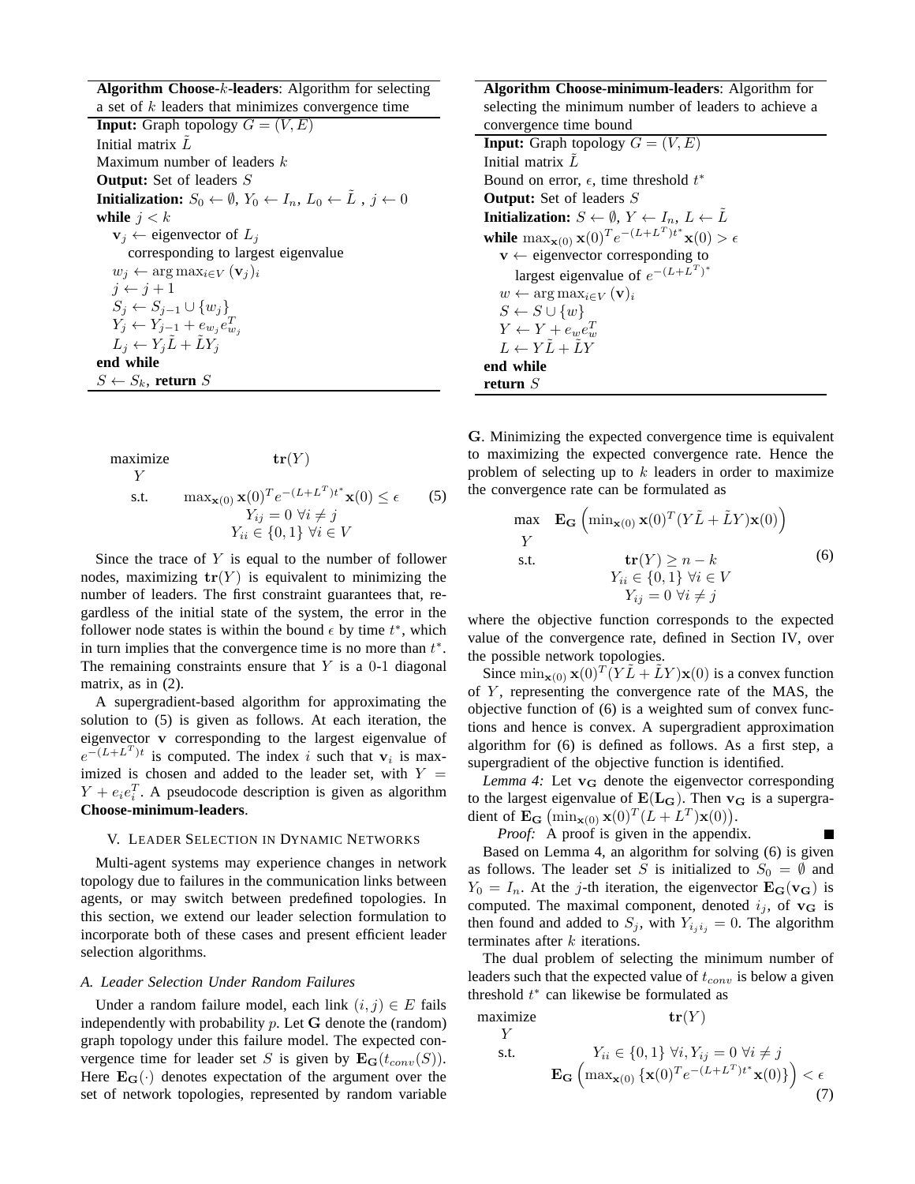**Algorithm Choose-$k$-leaders**: Algorithm for selecting a set of $k$ leaders that minimizes convergence time

**Input:** Graph topology $G = (V, E)$
Initial matrix $\tilde{L}$
Maximum number of leaders $k$
**Output:** Set of leaders $S$
**Initialization:** $S_0 \leftarrow \emptyset$, $Y_0 \leftarrow I_n$, $L_0 \leftarrow \tilde{L}$ , $j \leftarrow 0$
**while** $j < k$
  $\mathbf{v}_j \leftarrow$ eigenvector of $L_j$ corresponding to largest eigenvalue
  $w_j \leftarrow \arg\max_{i \in V} (\mathbf{v}_j)_i$
  $j \leftarrow j + 1$
  $S_j \leftarrow S_{j-1} \cup \{w_j\}$
  $Y_j \leftarrow Y_{j-1} + e_{w_j} e_{w_j}^T$
  $L_j \leftarrow Y_j \tilde{L} + \tilde{L} Y_j$
**end while**
$S \leftarrow S_k$, **return** $S$

**Algorithm Choose-minimum-leaders**: Algorithm for selecting the minimum number of leaders to achieve a convergence time bound

**Input:** Graph topology $G = (V, E)$
Initial matrix $\tilde{L}$
Bound on error, $\epsilon$, time threshold $t^*$
**Output:** Set of leaders $S$
**Initialization:** $S \leftarrow \emptyset$, $Y \leftarrow I_n$, $L \leftarrow \tilde{L}$
**while** $\max_{\mathbf{x}(0)} \mathbf{x}(0)^T e^{-(L+L^T)t^*} \mathbf{x}(0) > \epsilon$
  $\mathbf{v} \leftarrow$ eigenvector corresponding to largest eigenvalue of $e^{-(L+L^T)^*}$
  $w \leftarrow \arg\max_{i \in V} (\mathbf{v})_i$
  $S \leftarrow S \cup \{w\}$
  $Y \leftarrow Y + e_w e_w^T$
  $L \leftarrow Y\tilde{L} + \tilde{L}Y$
**end while**
**return** $S$

$$
\begin{array}{ll}
\underset{Y}{\text{maximize}} & \mathbf{tr}(Y) \\
\text{s.t.} & \max_{\mathbf{x}(0)} \mathbf{x}(0)^T e^{-(L+L^T)t^*} \mathbf{x}(0) \leq \epsilon \\
& Y_{ij} = 0 \ \forall i \neq j \\
& Y_{ii} \in \{0, 1\} \ \forall i \in V
\end{array}
\tag{5}
$$

Since the trace of $Y$ is equal to the number of follower nodes, maximizing $\mathbf{tr}(Y)$ is equivalent to minimizing the number of leaders. The first constraint guarantees that, regardless of the initial state of the system, the error in the follower node states is within the bound $\epsilon$ by time $t^*$, which in turn implies that the convergence time is no more than $t^*$. The remaining constraints ensure that $Y$ is a 0-1 diagonal matrix, as in (2).

A supergradient-based algorithm for approximating the solution to (5) is given as follows. At each iteration, the eigenvector $\mathbf{v}$ corresponding to the largest eigenvalue of $e^{-(L+L^T)t}$ is computed. The index $i$ such that $\mathbf{v}_i$ is maximized is chosen and added to the leader set, with $Y = Y + e_i e_i^T$. A pseudocode description is given as algorithm **Choose-minimum-leaders**.

## V. Leader Selection in Dynamic Networks

Multi-agent systems may experience changes in network topology due to failures in the communication links between agents, or may switch between predefined topologies. In this section, we extend our leader selection formulation to incorporate both of these cases and present efficient leader selection algorithms.

### A. Leader Selection Under Random Failures

Under a random failure model, each link $(i, j) \in E$ fails independently with probability $p$. Let $\mathbf{G}$ denote the (random) graph topology under this failure model. The expected convergence time for leader set $S$ is given by $\mathbf{E_G}(t_{conv}(S))$. Here $\mathbf{E_G}(\cdot)$ denotes expectation of the argument over the set of network topologies, represented by random variable $\mathbf{G}$. Minimizing the expected convergence time is equivalent to maximizing the expected convergence rate. Hence the problem of selecting up to $k$ leaders in order to maximize the convergence rate can be formulated as

$$
\begin{array}{ll}
\underset{Y}{\max} & \mathbf{E_G}\left(\min_{\mathbf{x}(0)} \mathbf{x}(0)^T (Y\tilde{L} + \tilde{L}Y)\mathbf{x}(0)\right) \\
\text{s.t.} & \mathbf{tr}(Y) \geq n - k \\
& Y_{ii} \in \{0, 1\} \ \forall i \in V \\
& Y_{ij} = 0 \ \forall i \neq j
\end{array}
\tag{6}
$$

where the objective function corresponds to the expected value of the convergence rate, defined in Section IV, over the possible network topologies.

Since $\min_{\mathbf{x}(0)} \mathbf{x}(0)^T (Y\tilde{L} + \tilde{L}Y)\mathbf{x}(0)$ is a convex function of $Y$, representing the convergence rate of the MAS, the objective function of (6) is a weighted sum of convex functions and hence is convex. A supergradient approximation algorithm for (6) is defined as follows. As a first step, a supergradient of the objective function is identified.

*Lemma 4:* Let $\mathbf{v_G}$ denote the eigenvector corresponding to the largest eigenvalue of $\mathbf{E}(\mathbf{L_G})$. Then $\mathbf{v_G}$ is a supergradient of $\mathbf{E_G}\left(\min_{\mathbf{x}(0)} \mathbf{x}(0)^T (L + L^T)\mathbf{x}(0)\right)$.

*Proof:* A proof is given in the appendix. ∎

Based on Lemma 4, an algorithm for solving (6) is given as follows. The leader set $S$ is initialized to $S_0 = \emptyset$ and $Y_0 = I_n$. At the $j$-th iteration, the eigenvector $\mathbf{E_G}(\mathbf{v_G})$ is computed. The maximal component, denoted $i_j$, of $\mathbf{v_G}$ is then found and added to $S_j$, with $Y_{i_j i_j} = 0$. The algorithm terminates after $k$ iterations.

The dual problem of selecting the minimum number of leaders such that the expected value of $t_{conv}$ is below a given threshold $t^*$ can likewise be formulated as

$$
\begin{array}{ll}
\underset{Y}{\text{maximize}} & \mathbf{tr}(Y) \\
\text{s.t.} & Y_{ii} \in \{0, 1\} \ \forall i, Y_{ij} = 0 \ \forall i \neq j \\
& \mathbf{E_G}\left(\max_{\mathbf{x}(0)} \{\mathbf{x}(0)^T e^{-(L+L^T)t^*} \mathbf{x}(0)\}\right) < \epsilon
\end{array}
\tag{7}
$$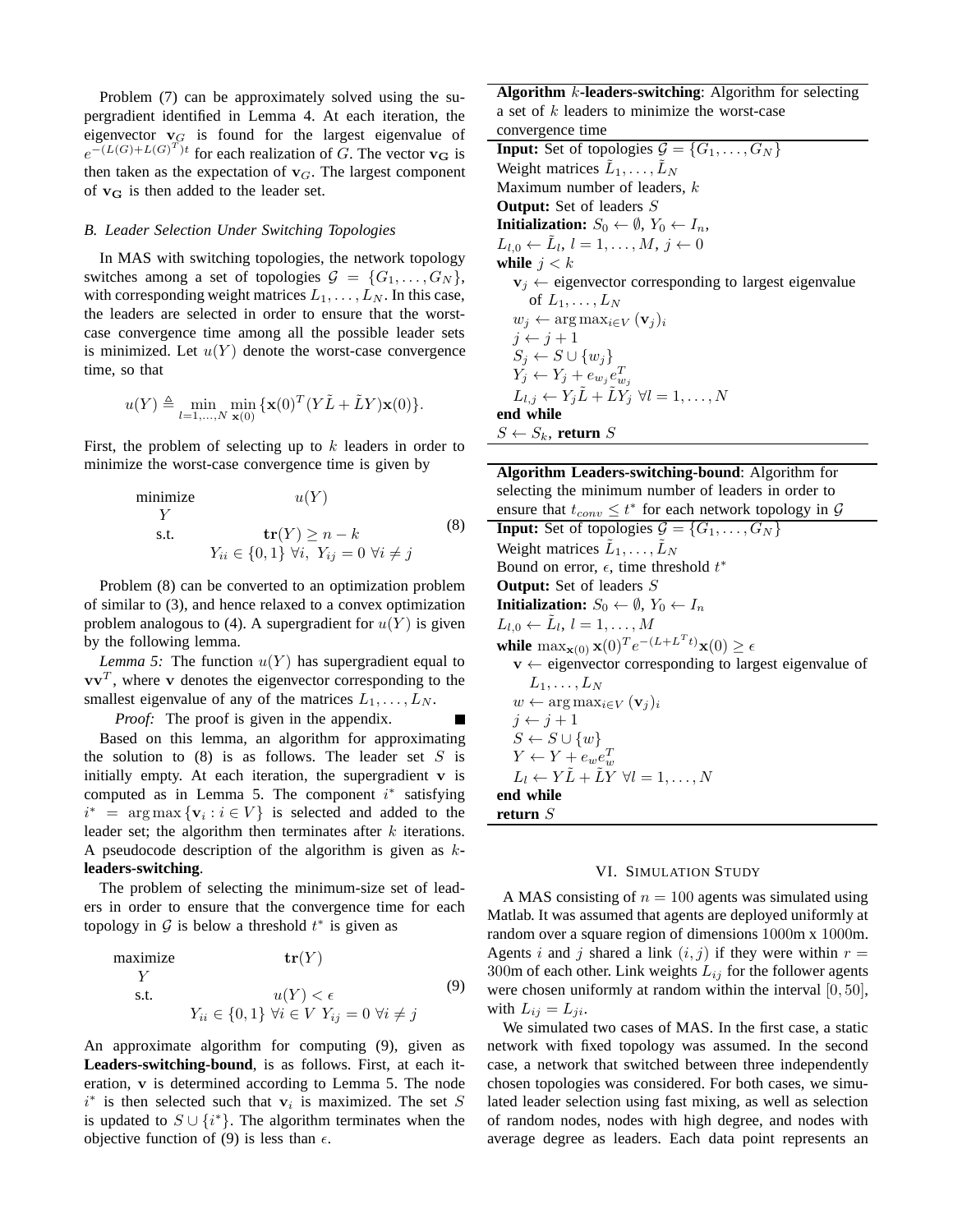Problem (7) can be approximately solved using the supergradient identified in Lemma 4. At each iteration, the eigenvector $\mathbf{v}_G$ is found for the largest eigenvalue of $e^{-(L(G)+L(G)^T)t}$ for each realization of $G$. The vector $\mathbf{v_G}$ is then taken as the expectation of $\mathbf{v}_G$. The largest component of $\mathbf{v_G}$ is then added to the leader set.

### *B. Leader Selection Under Switching Topologies*

In MAS with switching topologies, the network topology switches among a set of topologies $\mathcal{G} = \{G_1, \ldots, G_N\}$, with corresponding weight matrices $L_1, \ldots, L_N$. In this case, the leaders are selected in order to ensure that the worst-case convergence time among all the possible leader sets is minimized. Let $u(Y)$ denote the worst-case convergence time, so that

$$u(Y) \triangleq \min_{l=1,\ldots,N} \min_{\mathbf{x}(0)} \{\mathbf{x}(0)^T(Y\tilde{L} + \tilde{L}Y)\mathbf{x}(0)\}.$$

First, the problem of selecting up to $k$ leaders in order to minimize the worst-case convergence time is given by

$$\begin{array}{ll} \underset{Y}{\text{minimize}} & u(Y) \\ \text{s.t.} & \mathbf{tr}(Y) \geq n-k \\ & Y_{ii} \in \{0,1\}\ \forall i,\ Y_{ij} = 0\ \forall i \neq j \end{array} \tag{8}$$

Problem (8) can be converted to an optimization problem of similar to (3), and hence relaxed to a convex optimization problem analogous to (4). A supergradient for $u(Y)$ is given by the following lemma.

*Lemma 5:* The function $u(Y)$ has supergradient equal to $\mathbf{v}\mathbf{v}^T$, where $\mathbf{v}$ denotes the eigenvector corresponding to the smallest eigenvalue of any of the matrices $L_1, \ldots, L_N$.

*Proof:* The proof is given in the appendix. ∎

Based on this lemma, an algorithm for approximating the solution to (8) is as follows. The leader set $S$ is initially empty. At each iteration, the supergradient $\mathbf{v}$ is computed as in Lemma 5. The component $i^*$ satisfying $i^* = \arg\max\{\mathbf{v}_i : i \in V\}$ is selected and added to the leader set; the algorithm then terminates after $k$ iterations. A pseudocode description of the algorithm is given as **$k$-leaders-switching**.

The problem of selecting the minimum-size set of leaders in order to ensure that the convergence time for each topology in $\mathcal{G}$ is below a threshold $t^*$ is given as

$$\begin{array}{ll} \underset{Y}{\text{maximize}} & \mathbf{tr}(Y) \\ \text{s.t.} & u(Y) < \epsilon \\ & Y_{ii} \in \{0,1\}\ \forall i \in V\ Y_{ij} = 0\ \forall i \neq j \end{array} \tag{9}$$

An approximate algorithm for computing (9), given as **Leaders-switching-bound**, is as follows. First, at each iteration, $\mathbf{v}$ is determined according to Lemma 5. The node $i^*$ is then selected such that $\mathbf{v}_i$ is maximized. The set $S$ is updated to $S \cup \{i^*\}$. The algorithm terminates when the objective function of (9) is less than $\epsilon$.

---

**Algorithm $k$-leaders-switching**: Algorithm for selecting a set of $k$ leaders to minimize the worst-case convergence time

---

**Input:** Set of topologies $\mathcal{G} = \{G_1, \ldots, G_N\}$
Weight matrices $\tilde{L}_1, \ldots, \tilde{L}_N$
Maximum number of leaders, $k$
**Output:** Set of leaders $S$
**Initialization:** $S_0 \leftarrow \emptyset$, $Y_0 \leftarrow I_n$,
$L_{l,0} \leftarrow \tilde{L}_l$, $l = 1, \ldots, M$, $j \leftarrow 0$
**while** $j < k$
  $\mathbf{v}_j \leftarrow$ eigenvector corresponding to largest eigenvalue of $L_1, \ldots, L_N$
  $w_j \leftarrow \arg\max_{i \in V} (\mathbf{v}_j)_i$
  $j \leftarrow j + 1$
  $S_j \leftarrow S \cup \{w_j\}$
  $Y_j \leftarrow Y_j + e_{w_j}e_{w_j}^T$
  $L_{l,j} \leftarrow Y_j\tilde{L} + \tilde{L}Y_j\ \forall l = 1, \ldots, N$
**end while**
$S \leftarrow S_k$, **return** $S$

---

**Algorithm Leaders-switching-bound**: Algorithm for selecting the minimum number of leaders in order to ensure that $t_{conv} \leq t^*$ for each network topology in $\mathcal{G}$

---

**Input:** Set of topologies $\mathcal{G} = \{G_1, \ldots, G_N\}$
Weight matrices $\tilde{L}_1, \ldots, \tilde{L}_N$
Bound on error, $\epsilon$, time threshold $t^*$
**Output:** Set of leaders $S$
**Initialization:** $S_0 \leftarrow \emptyset$, $Y_0 \leftarrow I_n$
$L_{l,0} \leftarrow \tilde{L}_l$, $l = 1, \ldots, M$
**while** $\max_{\mathbf{x}(0)} \mathbf{x}(0)^T e^{-(L+L^T t)}\mathbf{x}(0) \geq \epsilon$
  $\mathbf{v} \leftarrow$ eigenvector corresponding to largest eigenvalue of $L_1, \ldots, L_N$
  $w \leftarrow \arg\max_{i \in V} (\mathbf{v}_j)_i$
  $j \leftarrow j + 1$
  $S \leftarrow S \cup \{w\}$
  $Y \leftarrow Y + e_w e_w^T$
  $L_l \leftarrow Y\tilde{L} + \tilde{L}Y\ \forall l = 1, \ldots, N$
**end while**
**return** $S$

---

## VI. Simulation Study

A MAS consisting of $n = 100$ agents was simulated using Matlab. It was assumed that agents are deployed uniformly at random over a square region of dimensions 1000m x 1000m. Agents $i$ and $j$ shared a link $(i, j)$ if they were within $r =$ 300m of each other. Link weights $L_{ij}$ for the follower agents were chosen uniformly at random within the interval $[0, 50]$, with $L_{ij} = L_{ji}$.

We simulated two cases of MAS. In the first case, a static network with fixed topology was assumed. In the second case, a network that switched between three independently chosen topologies was considered. For both cases, we simulated leader selection using fast mixing, as well as selection of random nodes, nodes with high degree, and nodes with average degree as leaders. Each data point represents an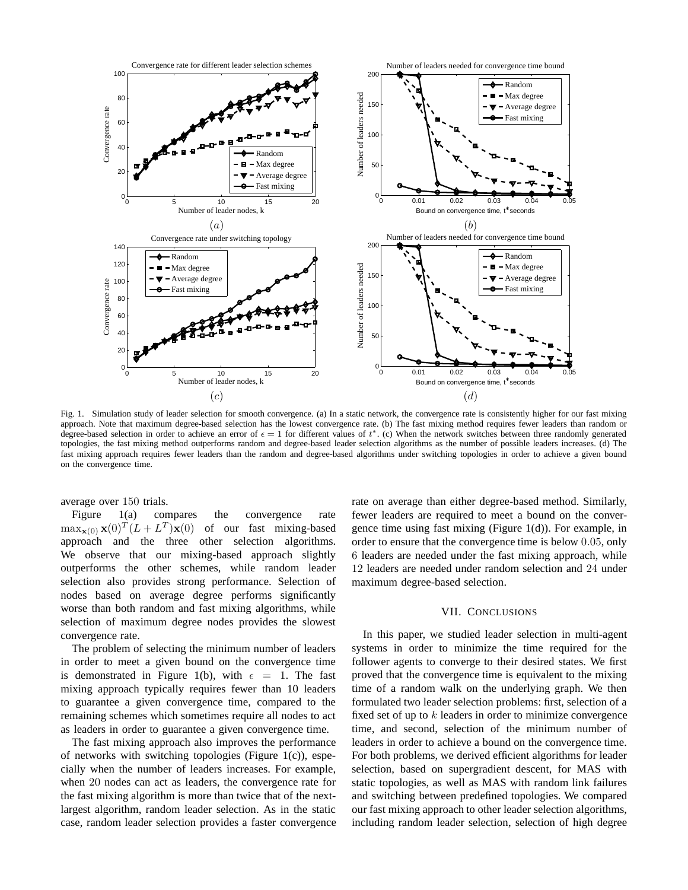Fig. 1. Simulation study of leader selection for smooth convergence. (a) In a static network, the convergence rate is consistently higher for our fast mixing approach. Note that maximum degree-based selection has the lowest convergence rate. (b) The fast mixing method requires fewer leaders than random or degree-based selection in order to achieve an error of $\epsilon = 1$ for different values of $t^*$. (c) When the network switches between three randomly generated topologies, the fast mixing method outperforms random and degree-based leader selection algorithms as the number of possible leaders increases. (d) The fast mixing approach requires fewer leaders than the random and degree-based algorithms under switching topologies in order to achieve a given bound on the convergence time.

average over 150 trials.

Figure 1(a) compares the convergence rate $\max_{\mathbf{x}(0)} \mathbf{x}(0)^T(L+L^T)\mathbf{x}(0)$ of our fast mixing-based approach and the three other selection algorithms. We observe that our mixing-based approach slightly outperforms the other schemes, while random leader selection also provides strong performance. Selection of nodes based on average degree performs significantly worse than both random and fast mixing algorithms, while selection of maximum degree nodes provides the slowest convergence rate.

The problem of selecting the minimum number of leaders in order to meet a given bound on the convergence time is demonstrated in Figure 1(b), with $\epsilon = 1$. The fast mixing approach typically requires fewer than 10 leaders to guarantee a given convergence time, compared to the remaining schemes which sometimes require all nodes to act as leaders in order to guarantee a given convergence time.

The fast mixing approach also improves the performance of networks with switching topologies (Figure 1(c)), especially when the number of leaders increases. For example, when 20 nodes can act as leaders, the convergence rate for the fast mixing algorithm is more than twice that of the next-largest algorithm, random leader selection. As in the static case, random leader selection provides a faster convergence rate on average than either degree-based method. Similarly, fewer leaders are required to meet a bound on the convergence time using fast mixing (Figure 1(d)). For example, in order to ensure that the convergence time is below 0.05, only 6 leaders are needed under the fast mixing approach, while 12 leaders are needed under random selection and 24 under maximum degree-based selection.

## VII. Conclusions

In this paper, we studied leader selection in multi-agent systems in order to minimize the time required for the follower agents to converge to their desired states. We first proved that the convergence time is equivalent to the mixing time of a random walk on the underlying graph. We then formulated two leader selection problems: first, selection of a fixed set of up to $k$ leaders in order to minimize convergence time, and second, selection of the minimum number of leaders in order to achieve a bound on the convergence time. For both problems, we derived efficient algorithms for leader selection, based on supergradient descent, for MAS with static topologies, as well as MAS with random link failures and switching between predefined topologies. We compared our fast mixing approach to other leader selection algorithms, including random leader selection, selection of high degree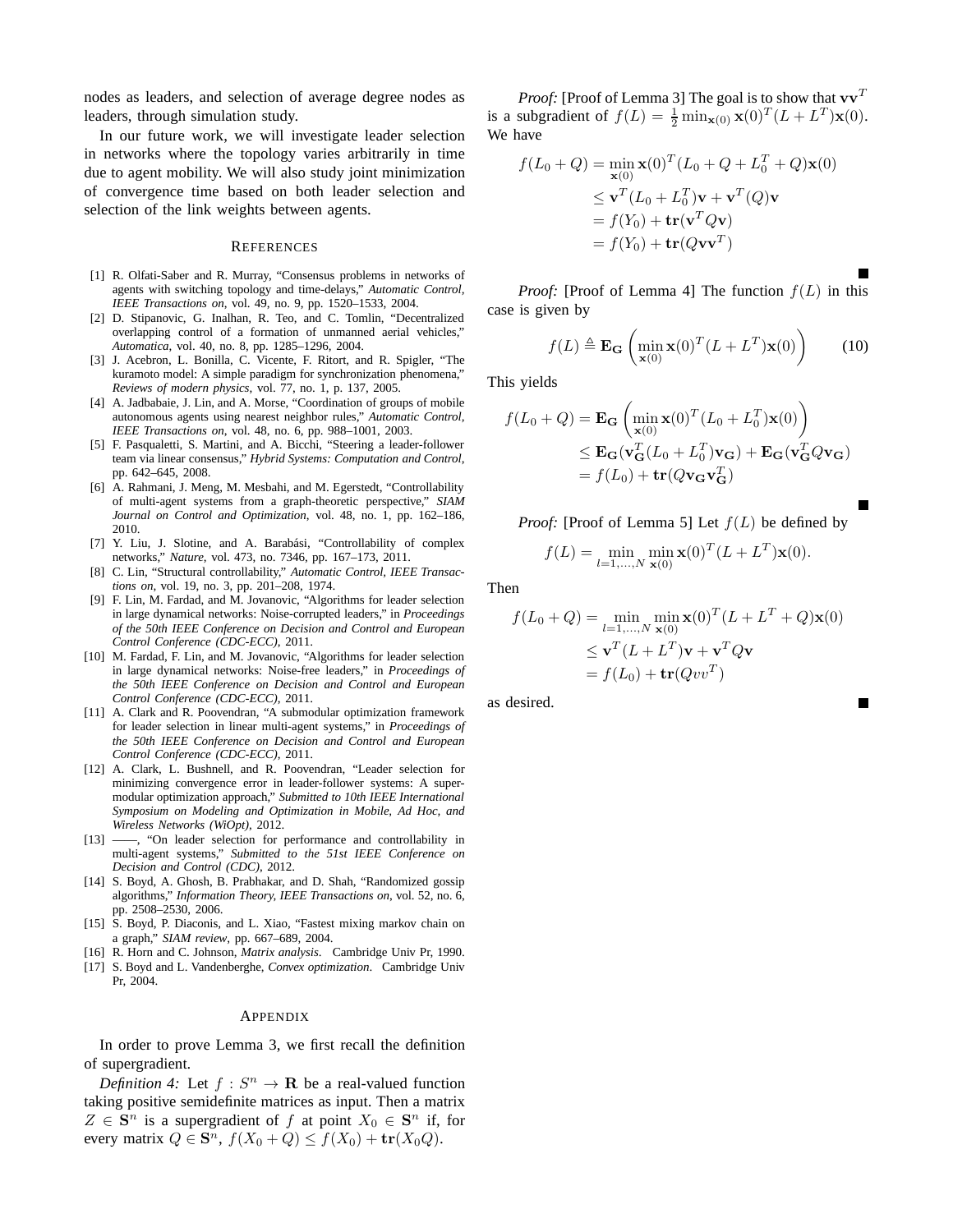nodes as leaders, and selection of average degree nodes as leaders, through simulation study.

In our future work, we will investigate leader selection in networks where the topology varies arbitrarily in time due to agent mobility. We will also study joint minimization of convergence time based on both leader selection and selection of the link weights between agents.

## References

[1] R. Olfati-Saber and R. Murray, "Consensus problems in networks of agents with switching topology and time-delays," *Automatic Control, IEEE Transactions on*, vol. 49, no. 9, pp. 1520–1533, 2004.

[2] D. Stipanovic, G. Inalhan, R. Teo, and C. Tomlin, "Decentralized overlapping control of a formation of unmanned aerial vehicles," *Automatica*, vol. 40, no. 8, pp. 1285–1296, 2004.

[3] J. Acebron, L. Bonilla, C. Vicente, F. Ritort, and R. Spigler, "The kuramoto model: A simple paradigm for synchronization phenomena," *Reviews of modern physics*, vol. 77, no. 1, p. 137, 2005.

[4] A. Jadbabaie, J. Lin, and A. Morse, "Coordination of groups of mobile autonomous agents using nearest neighbor rules," *Automatic Control, IEEE Transactions on*, vol. 48, no. 6, pp. 988–1001, 2003.

[5] F. Pasqualetti, S. Martini, and A. Bicchi, "Steering a leader-follower team via linear consensus," *Hybrid Systems: Computation and Control*, pp. 642–645, 2008.

[6] A. Rahmani, J. Meng, M. Mesbahi, and M. Egerstedt, "Controllability of multi-agent systems from a graph-theoretic perspective," *SIAM Journal on Control and Optimization*, vol. 48, no. 1, pp. 162–186, 2010.

[7] Y. Liu, J. Slotine, and A. Barabási, "Controllability of complex networks," *Nature*, vol. 473, no. 7346, pp. 167–173, 2011.

[8] C. Lin, "Structural controllability," *Automatic Control, IEEE Transactions on*, vol. 19, no. 3, pp. 201–208, 1974.

[9] F. Lin, M. Fardad, and M. Jovanovic, "Algorithms for leader selection in large dynamical networks: Noise-corrupted leaders," in *Proceedings of the 50th IEEE Conference on Decision and Control and European Control Conference (CDC-ECC)*, 2011.

[10] M. Fardad, F. Lin, and M. Jovanovic, "Algorithms for leader selection in large dynamical networks: Noise-free leaders," in *Proceedings of the 50th IEEE Conference on Decision and Control and European Control Conference (CDC-ECC)*, 2011.

[11] A. Clark and R. Poovendran, "A submodular optimization framework for leader selection in linear multi-agent systems," in *Proceedings of the 50th IEEE Conference on Decision and Control and European Control Conference (CDC-ECC)*, 2011.

[12] A. Clark, L. Bushnell, and R. Poovendran, "Leader selection for minimizing convergence error in leader-follower systems: A supermodular optimization approach," *Submitted to 10th IEEE International Symposium on Modeling and Optimization in Mobile, Ad Hoc, and Wireless Networks (WiOpt)*, 2012.

[13] ——, "On leader selection for performance and controllability in multi-agent systems," *Submitted to the 51st IEEE Conference on Decision and Control (CDC)*, 2012.

[14] S. Boyd, A. Ghosh, B. Prabhakar, and D. Shah, "Randomized gossip algorithms," *Information Theory, IEEE Transactions on*, vol. 52, no. 6, pp. 2508–2530, 2006.

[15] S. Boyd, P. Diaconis, and L. Xiao, "Fastest mixing markov chain on a graph," *SIAM review*, pp. 667–689, 2004.

[16] R. Horn and C. Johnson, *Matrix analysis*. Cambridge Univ Pr, 1990.

[17] S. Boyd and L. Vandenberghe, *Convex optimization*. Cambridge Univ Pr, 2004.

## Appendix

In order to prove Lemma 3, we first recall the definition of supergradient.

*Definition 4:* Let $f : S^n \rightarrow \mathbf{R}$ be a real-valued function taking positive semidefinite matrices as input. Then a matrix $Z \in \mathbf{S}^n$ is a supergradient of $f$ at point $X_0 \in \mathbf{S}^n$ if, for every matrix $Q \in \mathbf{S}^n$, $f(X_0 + Q) \leq f(X_0) + \mathbf{tr}(X_0 Q)$.

*Proof:* [Proof of Lemma 3] The goal is to show that $\mathbf{v}\mathbf{v}^T$ is a subgradient of $f(L) = \frac{1}{2}\min_{\mathbf{x}(0)} \mathbf{x}(0)^T(L + L^T)\mathbf{x}(0)$. We have

$$
\begin{aligned}
f(L_0 + Q) &= \min_{\mathbf{x}(0)} \mathbf{x}(0)^T(L_0 + Q + L_0^T + Q)\mathbf{x}(0) \\
&\leq \mathbf{v}^T(L_0 + L_0^T)\mathbf{v} + \mathbf{v}^T(Q)\mathbf{v} \\
&= f(Y_0) + \mathbf{tr}(\mathbf{v}^T Q \mathbf{v}) \\
&= f(Y_0) + \mathbf{tr}(Q\mathbf{v}\mathbf{v}^T)
\end{aligned}
$$

■

*Proof:* [Proof of Lemma 4] The function $f(L)$ in this case is given by

$$
f(L) \triangleq \mathbf{E_G}\left(\min_{\mathbf{x}(0)} \mathbf{x}(0)^T(L + L^T)\mathbf{x}(0)\right) \tag{10}
$$

This yields

$$
\begin{aligned}
f(L_0 + Q) &= \mathbf{E_G}\left(\min_{\mathbf{x}(0)} \mathbf{x}(0)^T(L_0 + L_0^T)\mathbf{x}(0)\right) \\
&\leq \mathbf{E_G}(\mathbf{v_G}^T(L_0 + L_0^T)\mathbf{v_G}) + \mathbf{E_G}(\mathbf{v_G}^T Q \mathbf{v_G}) \\
&= f(L_0) + \mathbf{tr}(Q\mathbf{v_G}\mathbf{v_G}^T)
\end{aligned}
$$

■

*Proof:* [Proof of Lemma 5] Let $f(L)$ be defined by

$$
f(L) = \min_{l=1,\ldots,N} \min_{\mathbf{x}(0)} \mathbf{x}(0)^T(L + L^T)\mathbf{x}(0).
$$

Then

$$
\begin{aligned}
f(L_0 + Q) &= \min_{l=1,\ldots,N} \min_{\mathbf{x}(0)} \mathbf{x}(0)^T(L + L^T + Q)\mathbf{x}(0) \\
&\leq \mathbf{v}^T(L + L^T)\mathbf{v} + \mathbf{v}^T Q \mathbf{v} \\
&= f(L_0) + \mathbf{tr}(Qvv^T)
\end{aligned}
$$

as desired. ■